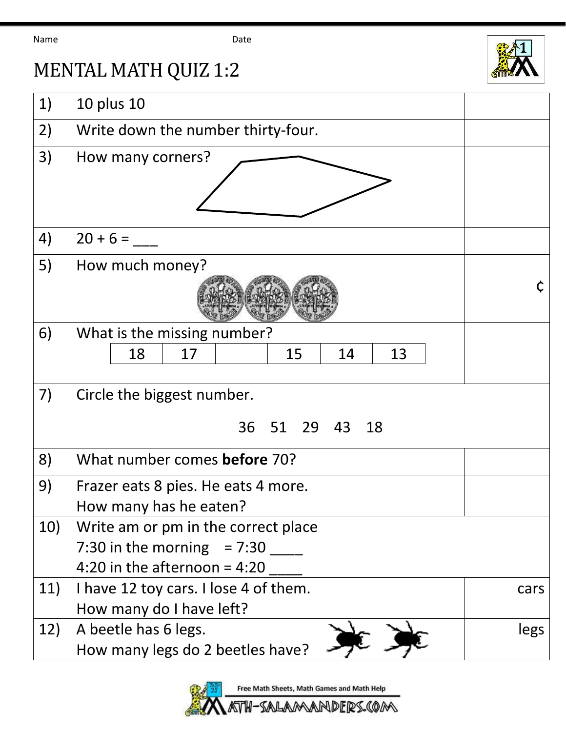Name Date

# MENTAL MATH QUIZ 1:2

| | | |
|---|---|---|
| 1) | 10 plus 10 | |
| 2) | Write down the number thirty-four. | |
| 3) | How many corners? | |
| 4) | 20 + 6 = ___ | |
| 5) | How much money? | ¢ |
| 6) | What is the missing number?<br>18 \| 17 \| &nbsp; \| 15 \| 14 \| 13 | |
| 7) | Circle the biggest number.<br>36 51 29 43 18 | |
| 8) | What number comes **before** 70? | |
| 9) | Frazer eats 8 pies. He eats 4 more.<br>How many has he eaten? | |
| 10) | Write am or pm in the correct place<br>7:30 in the morning = 7:30 ____<br>4:20 in the afternoon = 4:20 ____ | |
| 11) | I have 12 toy cars. I lose 4 of them.<br>How many do I have left? | cars |
| 12) | A beetle has 6 legs.<br>How many legs do 2 beetles have? | legs |

Free Math Sheets, Math Games and Math Help

MATH-SALAMANDERS.COM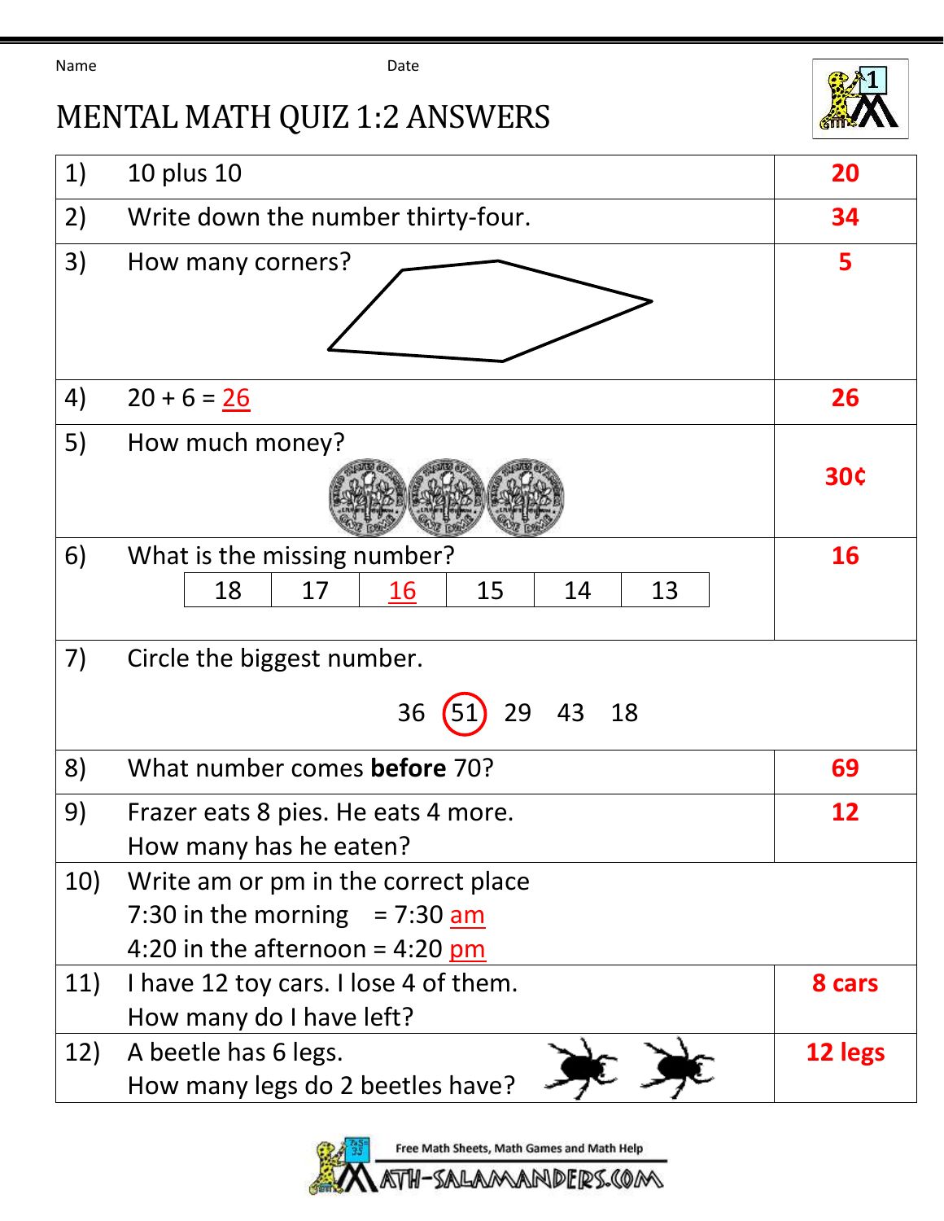Name Date

# MENTAL MATH QUIZ 1:2 ANSWERS

| | | |
|---|---|---|
| 1) | 10 plus 10 | **20** |
| 2) | Write down the number thirty-four. | **34** |
| 3) | How many corners? | **5** |
| 4) | 20 + 6 = 26 | **26** |
| 5) | How much money? | **30¢** |
| 6) | What is the missing number? 18, 17, 16, 15, 14, 13 | **16** |
| 7) | Circle the biggest number. 36 (51) 29 43 18 | |
| 8) | What number comes **before** 70? | **69** |
| 9) | Frazer eats 8 pies. He eats 4 more. How many has he eaten? | **12** |
| 10) | Write am or pm in the correct place<br>7:30 in the morning = 7:30 am<br>4:20 in the afternoon = 4:20 pm | |
| 11) | I have 12 toy cars. I lose 4 of them. How many do I have left? | **8 cars** |
| 12) | A beetle has 6 legs. How many legs do 2 beetles have? | **12 legs** |

Free Math Sheets, Math Games and Math Help

MATH-SALAMANDERS.COM